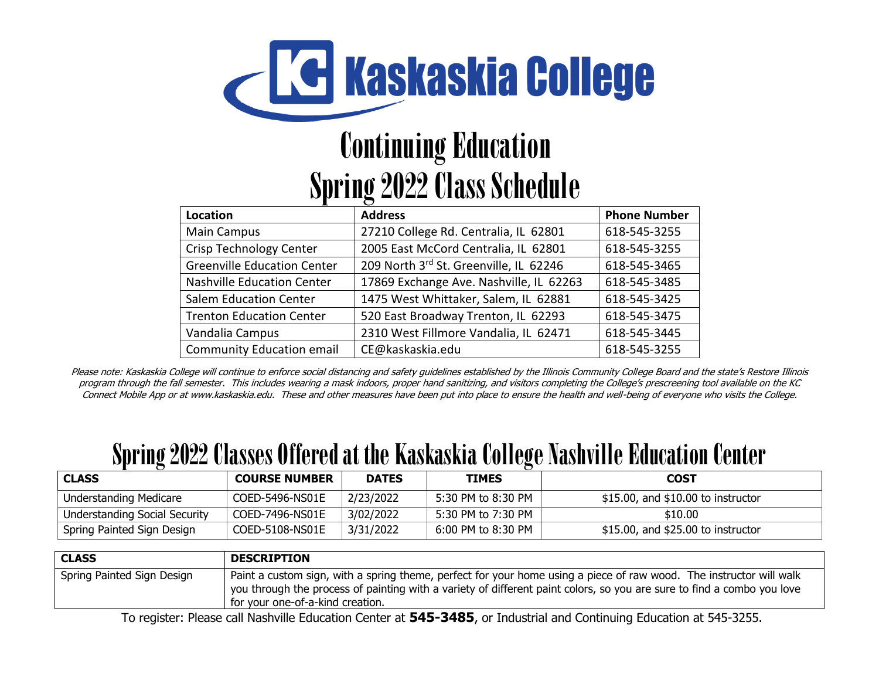# Kaskaskia College

# Continuing Education
# Spring 2022 Class Schedule

| Location | Address | Phone Number |
|---|---|---|
| Main Campus | 27210 College Rd. Centralia, IL 62801 | 618-545-3255 |
| Crisp Technology Center | 2005 East McCord Centralia, IL 62801 | 618-545-3255 |
| Greenville Education Center | 209 North 3rd St. Greenville, IL 62246 | 618-545-3465 |
| Nashville Education Center | 17869 Exchange Ave. Nashville, IL 62263 | 618-545-3485 |
| Salem Education Center | 1475 West Whittaker, Salem, IL 62881 | 618-545-3425 |
| Trenton Education Center | 520 East Broadway Trenton, IL 62293 | 618-545-3475 |
| Vandalia Campus | 2310 West Fillmore Vandalia, IL 62471 | 618-545-3445 |
| Community Education email | CE@kaskaskia.edu | 618-545-3255 |

*Please note: Kaskaskia College will continue to enforce social distancing and safety guidelines established by the Illinois Community College Board and the state's Restore Illinois program through the fall semester. This includes wearing a mask indoors, proper hand sanitizing, and visitors completing the College's prescreening tool available on the KC Connect Mobile App or at www.kaskaskia.edu. These and other measures have been put into place to ensure the health and well-being of everyone who visits the College.*

## Spring 2022 Classes Offered at the Kaskaskia College Nashville Education Center

| CLASS | COURSE NUMBER | DATES | TIMES | COST |
|---|---|---|---|---|
| Understanding Medicare | COED-5496-NS01E | 2/23/2022 | 5:30 PM to 8:30 PM | $15.00, and $10.00 to instructor |
| Understanding Social Security | COED-7496-NS01E | 3/02/2022 | 5:30 PM to 7:30 PM | $10.00 |
| Spring Painted Sign Design | COED-5108-NS01E | 3/31/2022 | 6:00 PM to 8:30 PM | $15.00, and $25.00 to instructor |

| CLASS | DESCRIPTION |
|---|---|
| Spring Painted Sign Design | Paint a custom sign, with a spring theme, perfect for your home using a piece of raw wood. The instructor will walk you through the process of painting with a variety of different paint colors, so you are sure to find a combo you love for your one-of-a-kind creation. |

To register: Please call Nashville Education Center at **545-3485**, or Industrial and Continuing Education at 545-3255.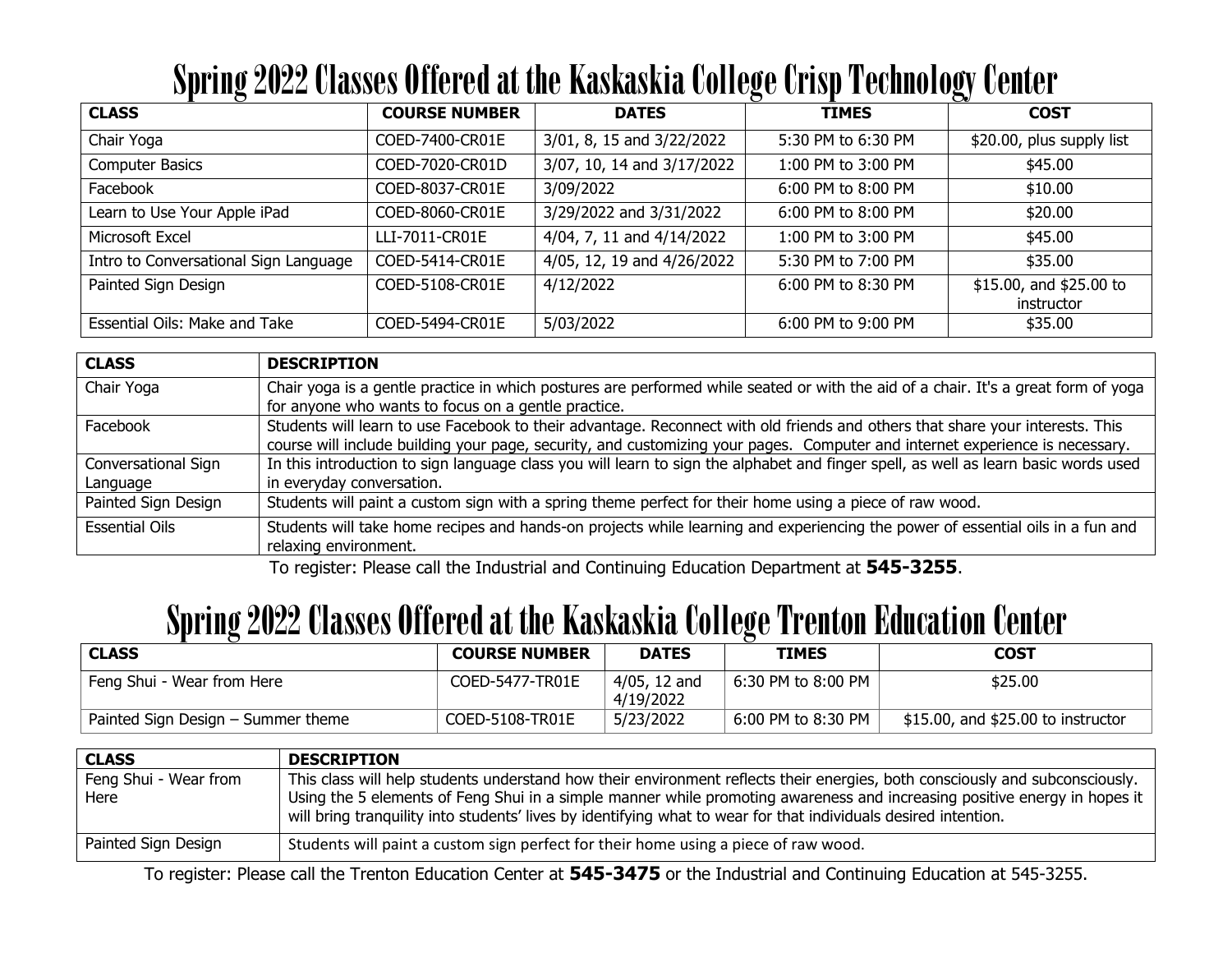# Spring 2022 Classes Offered at the Kaskaskia College Crisp Technology Center

| CLASS | COURSE NUMBER | DATES | TIMES | COST |
|---|---|---|---|---|
| Chair Yoga | COED-7400-CR01E | 3/01, 8, 15 and 3/22/2022 | 5:30 PM to 6:30 PM | $20.00, plus supply list |
| Computer Basics | COED-7020-CR01D | 3/07, 10, 14 and 3/17/2022 | 1:00 PM to 3:00 PM | $45.00 |
| Facebook | COED-8037-CR01E | 3/09/2022 | 6:00 PM to 8:00 PM | $10.00 |
| Learn to Use Your Apple iPad | COED-8060-CR01E | 3/29/2022 and 3/31/2022 | 6:00 PM to 8:00 PM | $20.00 |
| Microsoft Excel | LLI-7011-CR01E | 4/04, 7, 11 and 4/14/2022 | 1:00 PM to 3:00 PM | $45.00 |
| Intro to Conversational Sign Language | COED-5414-CR01E | 4/05, 12, 19 and 4/26/2022 | 5:30 PM to 7:00 PM | $35.00 |
| Painted Sign Design | COED-5108-CR01E | 4/12/2022 | 6:00 PM to 8:30 PM | $15.00, and $25.00 to instructor |
| Essential Oils: Make and Take | COED-5494-CR01E | 5/03/2022 | 6:00 PM to 9:00 PM | $35.00 |

| CLASS | DESCRIPTION |
|---|---|
| Chair Yoga | Chair yoga is a gentle practice in which postures are performed while seated or with the aid of a chair. It's a great form of yoga for anyone who wants to focus on a gentle practice. |
| Facebook | Students will learn to use Facebook to their advantage. Reconnect with old friends and others that share your interests. This course will include building your page, security, and customizing your pages. Computer and internet experience is necessary. |
| Conversational Sign Language | In this introduction to sign language class you will learn to sign the alphabet and finger spell, as well as learn basic words used in everyday conversation. |
| Painted Sign Design | Students will paint a custom sign with a spring theme perfect for their home using a piece of raw wood. |
| Essential Oils | Students will take home recipes and hands-on projects while learning and experiencing the power of essential oils in a fun and relaxing environment. |

To register: Please call the Industrial and Continuing Education Department at **545-3255**.

# Spring 2022 Classes Offered at the Kaskaskia College Trenton Education Center

| CLASS | COURSE NUMBER | DATES | TIMES | COST |
|---|---|---|---|---|
| Feng Shui - Wear from Here | COED-5477-TR01E | 4/05, 12 and 4/19/2022 | 6:30 PM to 8:00 PM | $25.00 |
| Painted Sign Design – Summer theme | COED-5108-TR01E | 5/23/2022 | 6:00 PM to 8:30 PM | $15.00, and $25.00 to instructor |

| CLASS | DESCRIPTION |
|---|---|
| Feng Shui - Wear from Here | This class will help students understand how their environment reflects their energies, both consciously and subconsciously. Using the 5 elements of Feng Shui in a simple manner while promoting awareness and increasing positive energy in hopes it will bring tranquility into students' lives by identifying what to wear for that individuals desired intention. |
| Painted Sign Design | Students will paint a custom sign perfect for their home using a piece of raw wood. |

To register: Please call the Trenton Education Center at **545-3475** or the Industrial and Continuing Education at 545-3255.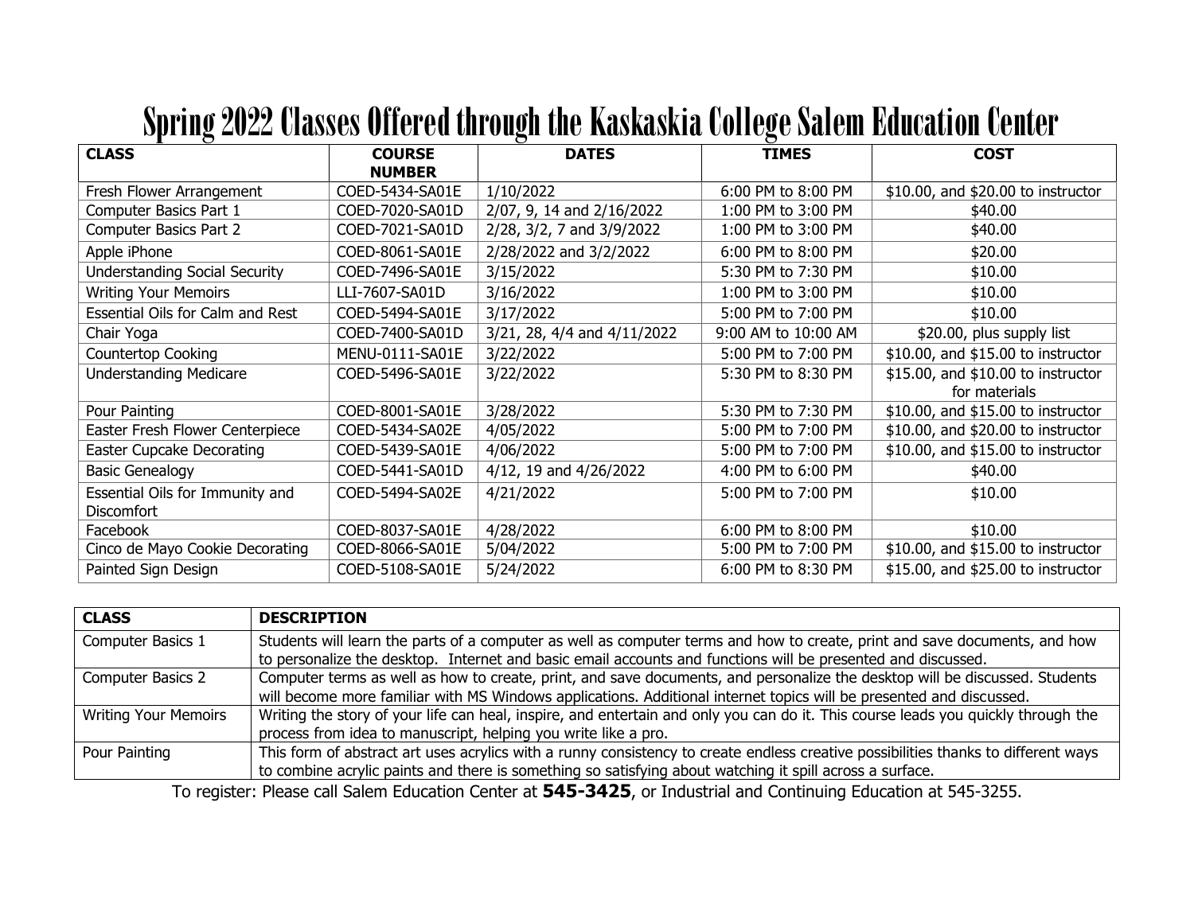# Spring 2022 Classes Offered through the Kaskaskia College Salem Education Center

| CLASS | COURSE NUMBER | DATES | TIMES | COST |
| --- | --- | --- | --- | --- |
| Fresh Flower Arrangement | COED-5434-SA01E | 1/10/2022 | 6:00 PM to 8:00 PM | $10.00, and $20.00 to instructor |
| Computer Basics Part 1 | COED-7020-SA01D | 2/07, 9, 14 and 2/16/2022 | 1:00 PM to 3:00 PM | $40.00 |
| Computer Basics Part 2 | COED-7021-SA01D | 2/28, 3/2, 7 and 3/9/2022 | 1:00 PM to 3:00 PM | $40.00 |
| Apple iPhone | COED-8061-SA01E | 2/28/2022 and 3/2/2022 | 6:00 PM to 8:00 PM | $20.00 |
| Understanding Social Security | COED-7496-SA01E | 3/15/2022 | 5:30 PM to 7:30 PM | $10.00 |
| Writing Your Memoirs | LLI-7607-SA01D | 3/16/2022 | 1:00 PM to 3:00 PM | $10.00 |
| Essential Oils for Calm and Rest | COED-5494-SA01E | 3/17/2022 | 5:00 PM to 7:00 PM | $10.00 |
| Chair Yoga | COED-7400-SA01D | 3/21, 28, 4/4 and 4/11/2022 | 9:00 AM to 10:00 AM | $20.00, plus supply list |
| Countertop Cooking | MENU-0111-SA01E | 3/22/2022 | 5:00 PM to 7:00 PM | $10.00, and $15.00 to instructor |
| Understanding Medicare | COED-5496-SA01E | 3/22/2022 | 5:30 PM to 8:30 PM | $15.00, and $10.00 to instructor for materials |
| Pour Painting | COED-8001-SA01E | 3/28/2022 | 5:30 PM to 7:30 PM | $10.00, and $15.00 to instructor |
| Easter Fresh Flower Centerpiece | COED-5434-SA02E | 4/05/2022 | 5:00 PM to 7:00 PM | $10.00, and $20.00 to instructor |
| Easter Cupcake Decorating | COED-5439-SA01E | 4/06/2022 | 5:00 PM to 7:00 PM | $10.00, and $15.00 to instructor |
| Basic Genealogy | COED-5441-SA01D | 4/12, 19 and 4/26/2022 | 4:00 PM to 6:00 PM | $40.00 |
| Essential Oils for Immunity and Discomfort | COED-5494-SA02E | 4/21/2022 | 5:00 PM to 7:00 PM | $10.00 |
| Facebook | COED-8037-SA01E | 4/28/2022 | 6:00 PM to 8:00 PM | $10.00 |
| Cinco de Mayo Cookie Decorating | COED-8066-SA01E | 5/04/2022 | 5:00 PM to 7:00 PM | $10.00, and $15.00 to instructor |
| Painted Sign Design | COED-5108-SA01E | 5/24/2022 | 6:00 PM to 8:30 PM | $15.00, and $25.00 to instructor |

| CLASS | DESCRIPTION |
| --- | --- |
| Computer Basics 1 | Students will learn the parts of a computer as well as computer terms and how to create, print and save documents, and how to personalize the desktop. Internet and basic email accounts and functions will be presented and discussed. |
| Computer Basics 2 | Computer terms as well as how to create, print, and save documents, and personalize the desktop will be discussed. Students will become more familiar with MS Windows applications. Additional internet topics will be presented and discussed. |
| Writing Your Memoirs | Writing the story of your life can heal, inspire, and entertain and only you can do it. This course leads you quickly through the process from idea to manuscript, helping you write like a pro. |
| Pour Painting | This form of abstract art uses acrylics with a runny consistency to create endless creative possibilities thanks to different ways to combine acrylic paints and there is something so satisfying about watching it spill across a surface. |

To register: Please call Salem Education Center at **545-3425**, or Industrial and Continuing Education at 545-3255.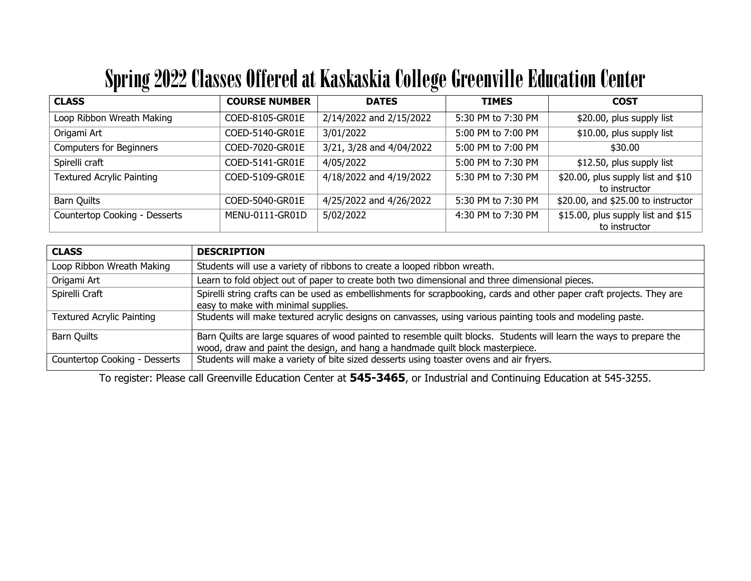# Spring 2022 Classes Offered at Kaskaskia College Greenville Education Center

| CLASS | COURSE NUMBER | DATES | TIMES | COST |
| --- | --- | --- | --- | --- |
| Loop Ribbon Wreath Making | COED-8105-GR01E | 2/14/2022 and 2/15/2022 | 5:30 PM to 7:30 PM | $20.00, plus supply list |
| Origami Art | COED-5140-GR01E | 3/01/2022 | 5:00 PM to 7:00 PM | $10.00, plus supply list |
| Computers for Beginners | COED-7020-GR01E | 3/21, 3/28 and 4/04/2022 | 5:00 PM to 7:00 PM | $30.00 |
| Spirelli craft | COED-5141-GR01E | 4/05/2022 | 5:00 PM to 7:30 PM | $12.50, plus supply list |
| Textured Acrylic Painting | COED-5109-GR01E | 4/18/2022 and 4/19/2022 | 5:30 PM to 7:30 PM | $20.00, plus supply list and $10 to instructor |
| Barn Quilts | COED-5040-GR01E | 4/25/2022 and 4/26/2022 | 5:30 PM to 7:30 PM | $20.00, and $25.00 to instructor |
| Countertop Cooking - Desserts | MENU-0111-GR01D | 5/02/2022 | 4:30 PM to 7:30 PM | $15.00, plus supply list and $15 to instructor |

| CLASS | DESCRIPTION |
| --- | --- |
| Loop Ribbon Wreath Making | Students will use a variety of ribbons to create a looped ribbon wreath. |
| Origami Art | Learn to fold object out of paper to create both two dimensional and three dimensional pieces. |
| Spirelli Craft | Spirelli string crafts can be used as embellishments for scrapbooking, cards and other paper craft projects. They are easy to make with minimal supplies. |
| Textured Acrylic Painting | Students will make textured acrylic designs on canvasses, using various painting tools and modeling paste. |
| Barn Quilts | Barn Quilts are large squares of wood painted to resemble quilt blocks. Students will learn the ways to prepare the wood, draw and paint the design, and hang a handmade quilt block masterpiece. |
| Countertop Cooking - Desserts | Students will make a variety of bite sized desserts using toaster ovens and air fryers. |

To register: Please call Greenville Education Center at **545-3465**, or Industrial and Continuing Education at 545-3255.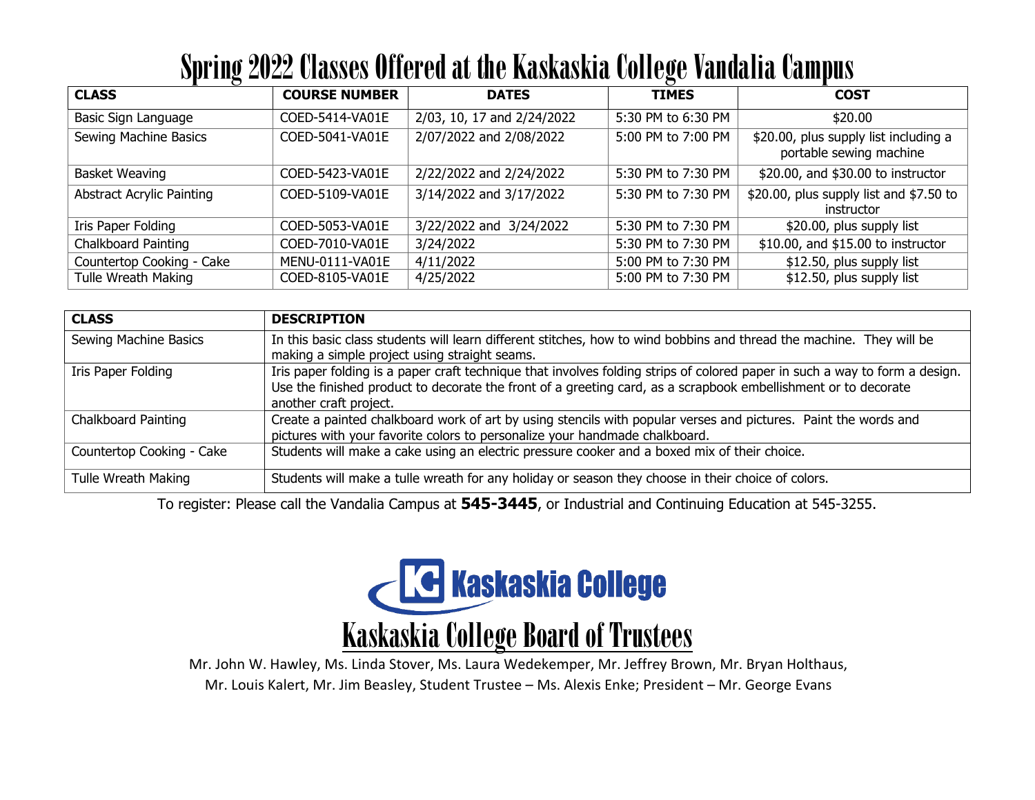# Spring 2022 Classes Offered at the Kaskaskia College Vandalia Campus

| CLASS | COURSE NUMBER | DATES | TIMES | COST |
|---|---|---|---|---|
| Basic Sign Language | COED-5414-VA01E | 2/03, 10, 17 and 2/24/2022 | 5:30 PM to 6:30 PM | $20.00 |
| Sewing Machine Basics | COED-5041-VA01E | 2/07/2022 and 2/08/2022 | 5:00 PM to 7:00 PM | $20.00, plus supply list including a portable sewing machine |
| Basket Weaving | COED-5423-VA01E | 2/22/2022 and 2/24/2022 | 5:30 PM to 7:30 PM | $20.00, and $30.00 to instructor |
| Abstract Acrylic Painting | COED-5109-VA01E | 3/14/2022 and 3/17/2022 | 5:30 PM to 7:30 PM | $20.00, plus supply list and $7.50 to instructor |
| Iris Paper Folding | COED-5053-VA01E | 3/22/2022 and 3/24/2022 | 5:30 PM to 7:30 PM | $20.00, plus supply list |
| Chalkboard Painting | COED-7010-VA01E | 3/24/2022 | 5:30 PM to 7:30 PM | $10.00, and $15.00 to instructor |
| Countertop Cooking - Cake | MENU-0111-VA01E | 4/11/2022 | 5:00 PM to 7:30 PM | $12.50, plus supply list |
| Tulle Wreath Making | COED-8105-VA01E | 4/25/2022 | 5:00 PM to 7:30 PM | $12.50, plus supply list |

| CLASS | DESCRIPTION |
|---|---|
| Sewing Machine Basics | In this basic class students will learn different stitches, how to wind bobbins and thread the machine. They will be making a simple project using straight seams. |
| Iris Paper Folding | Iris paper folding is a paper craft technique that involves folding strips of colored paper in such a way to form a design. Use the finished product to decorate the front of a greeting card, as a scrapbook embellishment or to decorate another craft project. |
| Chalkboard Painting | Create a painted chalkboard work of art by using stencils with popular verses and pictures. Paint the words and pictures with your favorite colors to personalize your handmade chalkboard. |
| Countertop Cooking - Cake | Students will make a cake using an electric pressure cooker and a boxed mix of their choice. |
| Tulle Wreath Making | Students will make a tulle wreath for any holiday or season they choose in their choice of colors. |

To register: Please call the Vandalia Campus at **545-3445**, or Industrial and Continuing Education at 545-3255.

Kaskaskia College

## Kaskaskia College Board of Trustees

Mr. John W. Hawley, Ms. Linda Stover, Ms. Laura Wedekemper, Mr. Jeffrey Brown, Mr. Bryan Holthaus, Mr. Louis Kalert, Mr. Jim Beasley, Student Trustee – Ms. Alexis Enke; President – Mr. George Evans